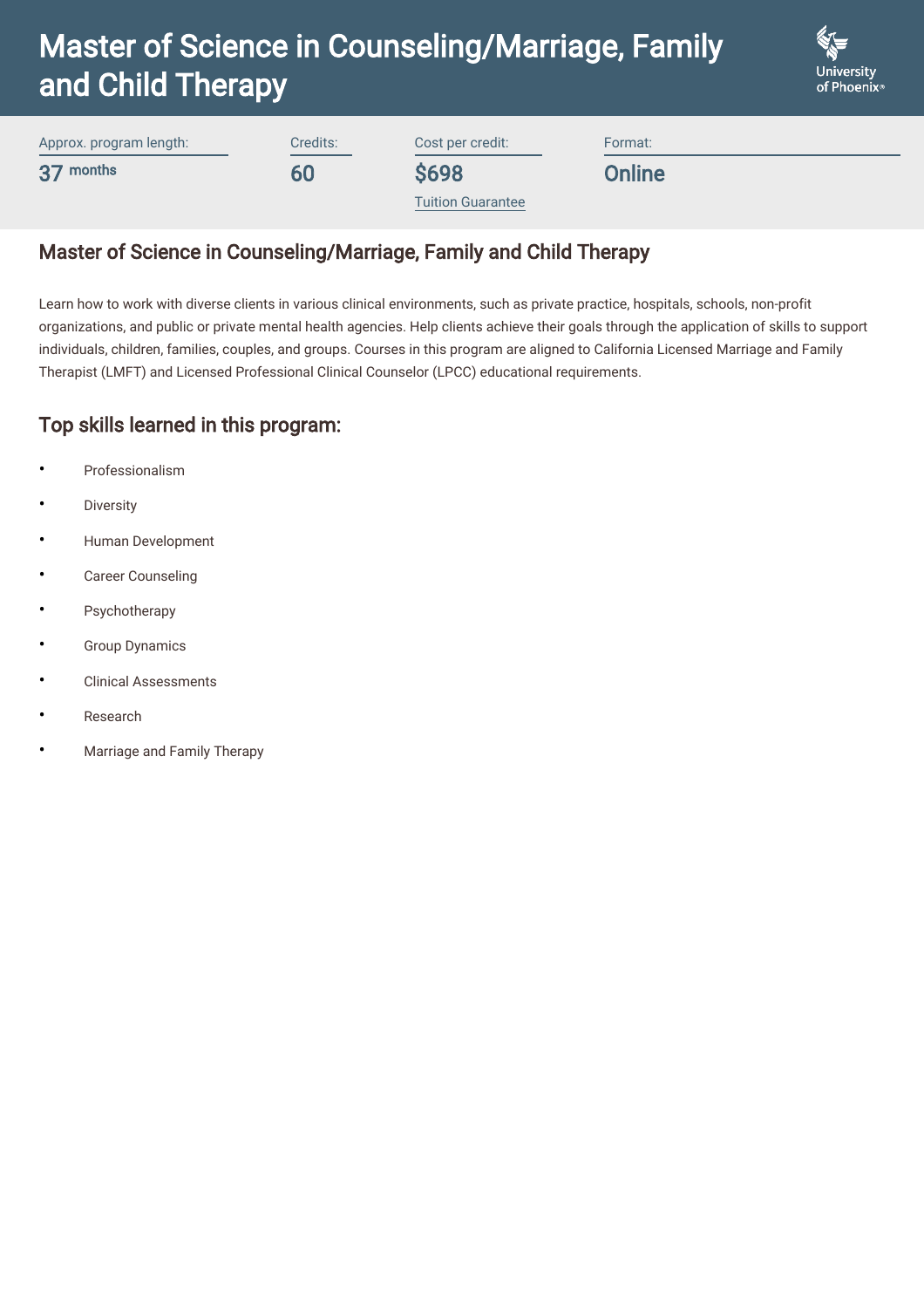# Master of Science in Counseling/Marriage, Family and Child Therapy

University of Phoenix

| Approx. program length: | Credits: | Cost per credit: | Format: |
| --- | --- | --- | --- |
| 37 months | 60 | $698 | Online |
| | | Tuition Guarantee | |

## Master of Science in Counseling/Marriage, Family and Child Therapy

Learn how to work with diverse clients in various clinical environments, such as private practice, hospitals, schools, non-profit organizations, and public or private mental health agencies. Help clients achieve their goals through the application of skills to support individuals, children, families, couples, and groups. Courses in this program are aligned to California Licensed Marriage and Family Therapist (LMFT) and Licensed Professional Clinical Counselor (LPCC) educational requirements.

## Top skills learned in this program:

- Professionalism
- Diversity
- Human Development
- Career Counseling
- Psychotherapy
- Group Dynamics
- Clinical Assessments
- Research
- Marriage and Family Therapy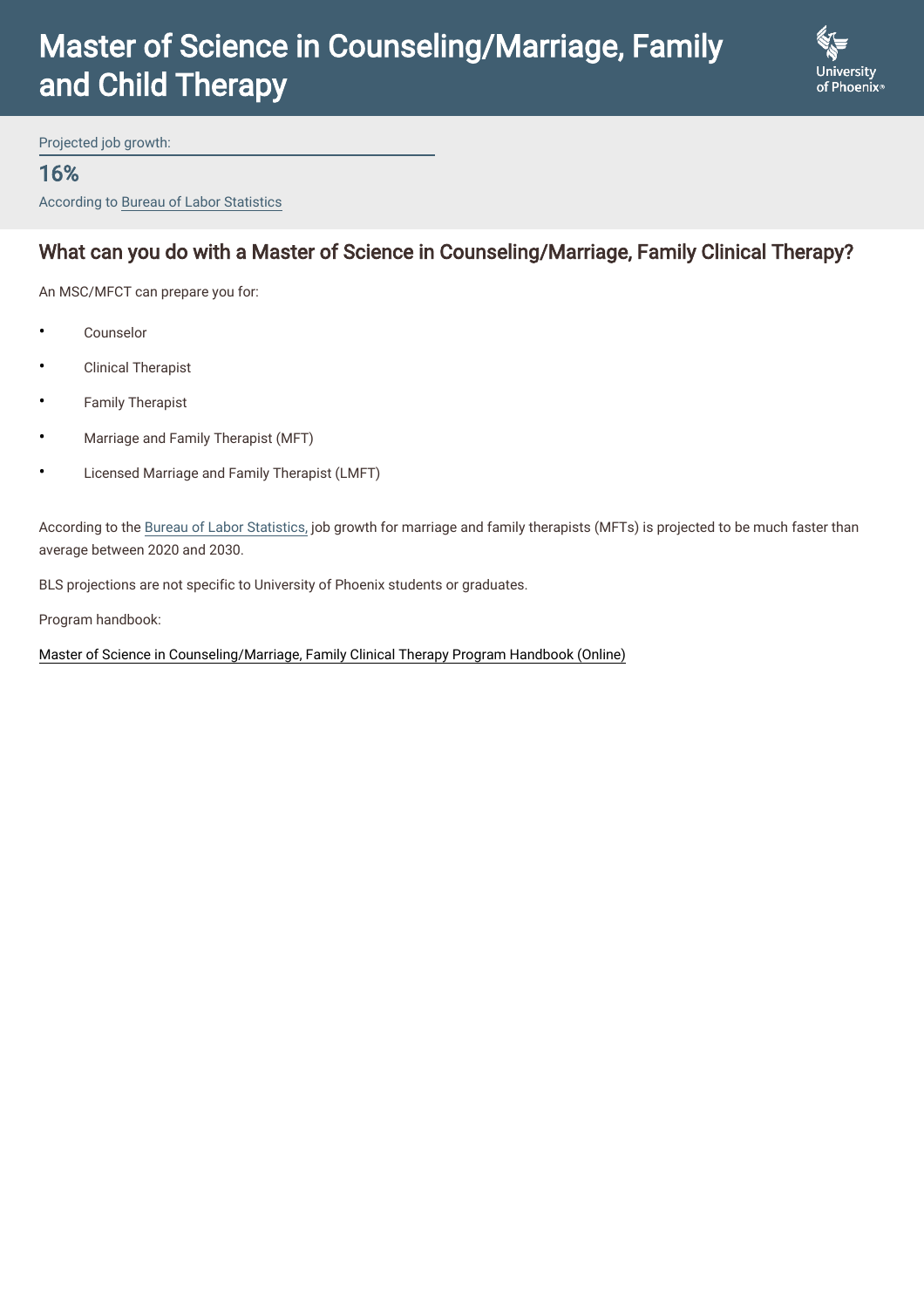# Master of Science in Counseling/Marriage, Family and Child Therapy

Projected job growth:

**16%**

According to Bureau of Labor Statistics

## What can you do with a Master of Science in Counseling/Marriage, Family Clinical Therapy?

An MSC/MFCT can prepare you for:

- Counselor
- Clinical Therapist
- Family Therapist
- Marriage and Family Therapist (MFT)
- Licensed Marriage and Family Therapist (LMFT)

According to the Bureau of Labor Statistics, job growth for marriage and family therapists (MFTs) is projected to be much faster than average between 2020 and 2030.

BLS projections are not specific to University of Phoenix students or graduates.

Program handbook:

Master of Science in Counseling/Marriage, Family Clinical Therapy Program Handbook (Online)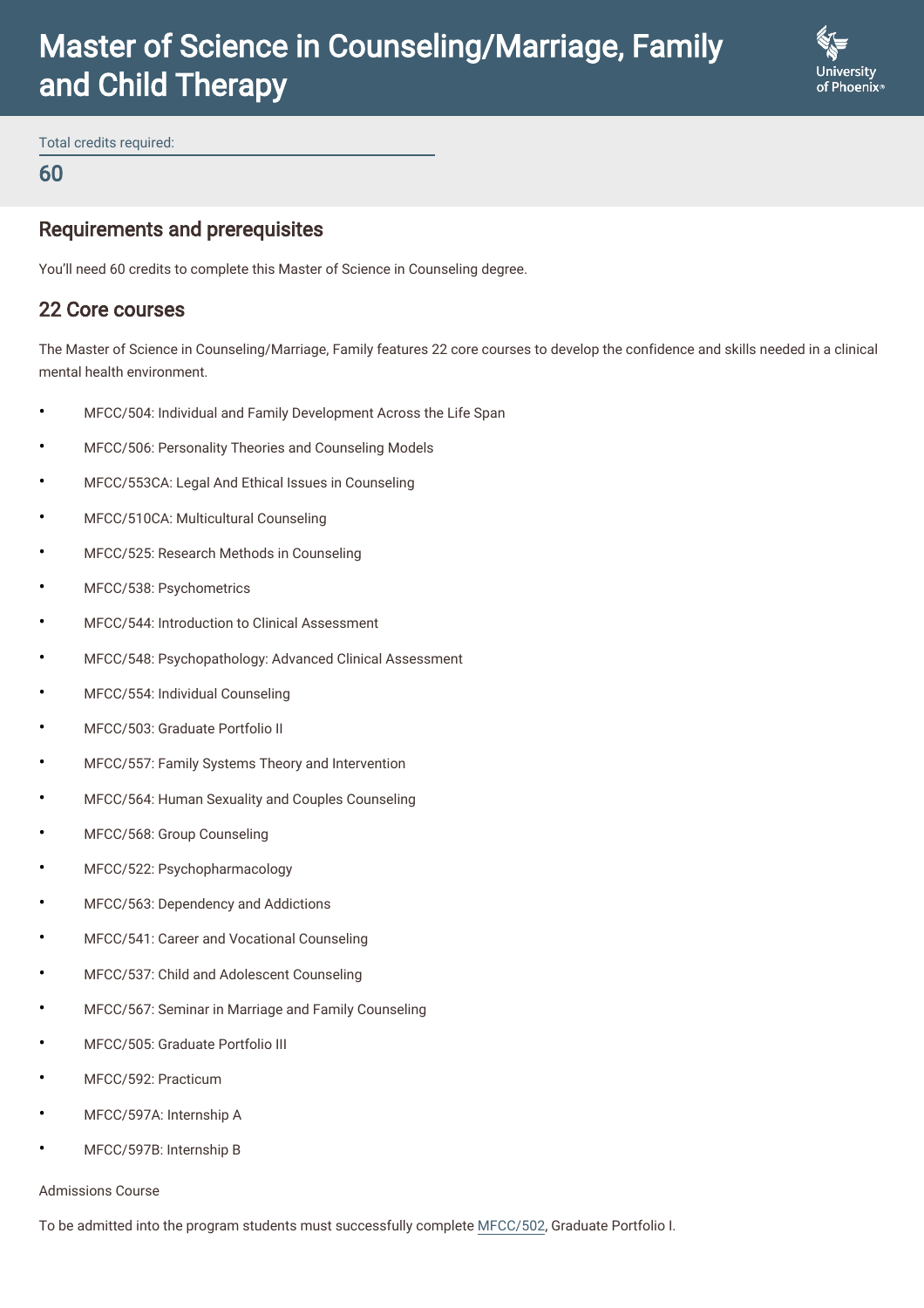# Master of Science in Counseling/Marriage, Family and Child Therapy

Total credits required:

**60**

## Requirements and prerequisites

You'll need 60 credits to complete this Master of Science in Counseling degree.

## 22 Core courses

The Master of Science in Counseling/Marriage, Family features 22 core courses to develop the confidence and skills needed in a clinical mental health environment.

- MFCC/504: Individual and Family Development Across the Life Span
- MFCC/506: Personality Theories and Counseling Models
- MFCC/553CA: Legal And Ethical Issues in Counseling
- MFCC/510CA: Multicultural Counseling
- MFCC/525: Research Methods in Counseling
- MFCC/538: Psychometrics
- MFCC/544: Introduction to Clinical Assessment
- MFCC/548: Psychopathology: Advanced Clinical Assessment
- MFCC/554: Individual Counseling
- MFCC/503: Graduate Portfolio II
- MFCC/557: Family Systems Theory and Intervention
- MFCC/564: Human Sexuality and Couples Counseling
- MFCC/568: Group Counseling
- MFCC/522: Psychopharmacology
- MFCC/563: Dependency and Addictions
- MFCC/541: Career and Vocational Counseling
- MFCC/537: Child and Adolescent Counseling
- MFCC/567: Seminar in Marriage and Family Counseling
- MFCC/505: Graduate Portfolio III
- MFCC/592: Practicum
- MFCC/597A: Internship A
- MFCC/597B: Internship B

Admissions Course

To be admitted into the program students must successfully complete MFCC/502, Graduate Portfolio I.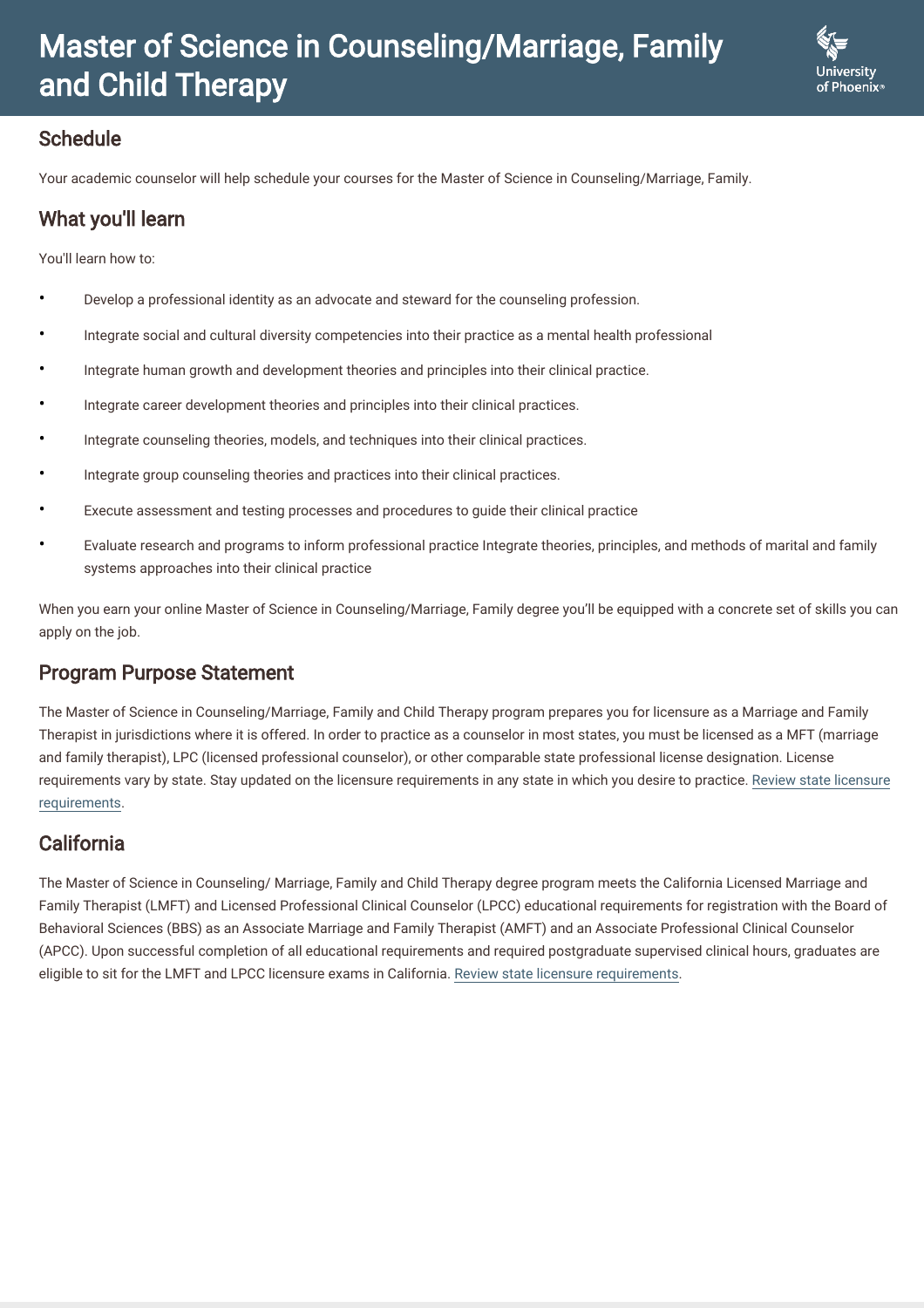# Master of Science in Counseling/Marriage, Family and Child Therapy

## Schedule

Your academic counselor will help schedule your courses for the Master of Science in Counseling/Marriage, Family.

## What you'll learn

You'll learn how to:

- Develop a professional identity as an advocate and steward for the counseling profession.
- Integrate social and cultural diversity competencies into their practice as a mental health professional
- Integrate human growth and development theories and principles into their clinical practice.
- Integrate career development theories and principles into their clinical practices.
- Integrate counseling theories, models, and techniques into their clinical practices.
- Integrate group counseling theories and practices into their clinical practices.
- Execute assessment and testing processes and procedures to guide their clinical practice
- Evaluate research and programs to inform professional practice Integrate theories, principles, and methods of marital and family systems approaches into their clinical practice

When you earn your online Master of Science in Counseling/Marriage, Family degree you'll be equipped with a concrete set of skills you can apply on the job.

## Program Purpose Statement

The Master of Science in Counseling/Marriage, Family and Child Therapy program prepares you for licensure as a Marriage and Family Therapist in jurisdictions where it is offered. In order to practice as a counselor in most states, you must be licensed as a MFT (marriage and family therapist), LPC (licensed professional counselor), or other comparable state professional license designation. License requirements vary by state. Stay updated on the licensure requirements in any state in which you desire to practice. Review state licensure requirements.

## California

The Master of Science in Counseling/ Marriage, Family and Child Therapy degree program meets the California Licensed Marriage and Family Therapist (LMFT) and Licensed Professional Clinical Counselor (LPCC) educational requirements for registration with the Board of Behavioral Sciences (BBS) as an Associate Marriage and Family Therapist (AMFT) and an Associate Professional Clinical Counselor (APCC). Upon successful completion of all educational requirements and required postgraduate supervised clinical hours, graduates are eligible to sit for the LMFT and LPCC licensure exams in California. Review state licensure requirements.